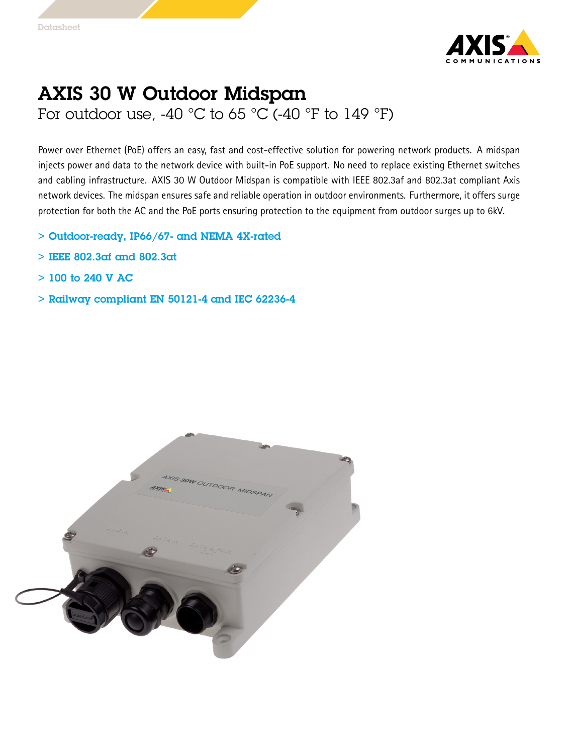# AXIS 30 W Outdoor Midspan

For outdoor use, -40 °C to 65 °C (-40 °F to 149 °F)

Power over Ethernet (PoE) offers an easy, fast and cost-effective solution for powering network products. A midspan injects power and data to the network device with built-in PoE support. No need to replace existing Ethernet switches and cabling infrastructure. AXIS 30 W Outdoor Midspan is compatible with IEEE 802.3af and 802.3at compliant Axis network devices. The midspan ensures safe and reliable operation in outdoor environments. Furthermore, it offers surge protection for both the AC and the PoE ports ensuring protection to the equipment from outdoor surges up to 6kV.

- > Outdoor-ready, IP66/67- and NEMA 4X-rated
- > IEEE 802.3af and 802.3at
- > 100 to 240 V AC
- > Railway compliant EN 50121-4 and IEC 62236-4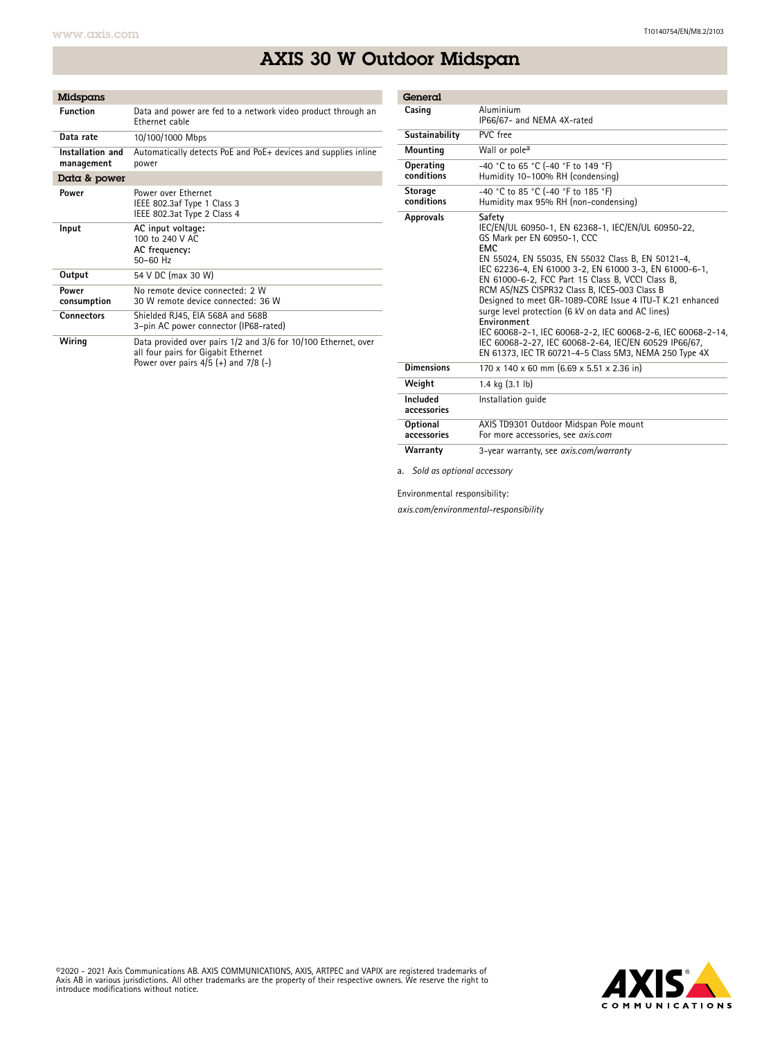# AXIS 30 W Outdoor Midspan

| | |
|---|---|
| **Midspans** | |
| **Function** | Data and power are fed to a network video product through an Ethernet cable |
| **Data rate** | 10/100/1000 Mbps |
| **Installation and management** | Automatically detects PoE and PoE+ devices and supplies inline power |
| **Data & power** | |
| **Power** | Power over Ethernet<br>IEEE 802.3af Type 1 Class 3<br>IEEE 802.3at Type 2 Class 4 |
| **Input** | **AC input voltage:**<br>100 to 240 V AC<br>**AC frequency:**<br>50–60 Hz |
| **Output** | 54 V DC (max 30 W) |
| **Power consumption** | No remote device connected: 2 W<br>30 W remote device connected: 36 W |
| **Connectors** | Shielded RJ45, EIA 568A and 568B<br>3-pin AC power connector (IP68-rated) |
| **Wiring** | Data provided over pairs 1/2 and 3/6 for 10/100 Ethernet, over all four pairs for Gigabit Ethernet<br>Power over pairs 4/5 (+) and 7/8 (-) |

| | |
|---|---|
| **General** | |
| **Casing** | Aluminium<br>IP66/67- and NEMA 4X-rated |
| **Sustainability** | PVC free |
| **Mounting** | Wall or pole[a] |
| **Operating conditions** | -40 °C to 65 °C (-40 °F to 149 °F)<br>Humidity 10–100% RH (condensing) |
| **Storage conditions** | -40 °C to 85 °C (-40 °F to 185 °F)<br>Humidity max 95% RH (non-condensing) |
| **Approvals** | **Safety**<br>IEC/EN/UL 60950-1, EN 62368-1, IEC/EN/UL 60950-22, GS Mark per EN 60950-1, CCC<br>**EMC**<br>EN 55024, EN 55035, EN 55032 Class B, EN 50121-4, IEC 62236-4, EN 61000 3-2, EN 61000 3-3, EN 61000-6-1, EN 61000-6-2, FCC Part 15 Class B, VCCI Class B, RCM AS/NZS CISPR32 Class B, ICES-003 Class B<br>Designed to meet GR-1089-CORE Issue 4 ITU-T K.21 enhanced surge level protection (6 kV on data and AC lines)<br>**Environment**<br>IEC 60068-2-1, IEC 60068-2-2, IEC 60068-2-6, IEC 60068-2-14, IEC 60068-2-27, IEC 60068-2-64, IEC/EN 60529 IP66/67, EN 61373, IEC TR 60721-4-5 Class 5M3, NEMA 250 Type 4X |
| **Dimensions** | 170 x 140 x 60 mm (6.69 x 5.51 x 2.36 in) |
| **Weight** | 1.4 kg (3.1 lb) |
| **Included accessories** | Installation guide |
| **Optional accessories** | AXIS TD9301 Outdoor Midspan Pole mount<br>For more accessories, see *axis.com* |
| **Warranty** | 3-year warranty, see *axis.com/warranty* |

a. *Sold as optional accessory*

Environmental responsibility:

*axis.com/environmental-responsibility*

©2020 - 2021 Axis Communications AB. AXIS COMMUNICATIONS, AXIS, ARTPEC and VAPIX are registered trademarks of Axis AB in various jurisdictions. All other trademarks are the property of their respective owners. We reserve the right to introduce modifications without notice.